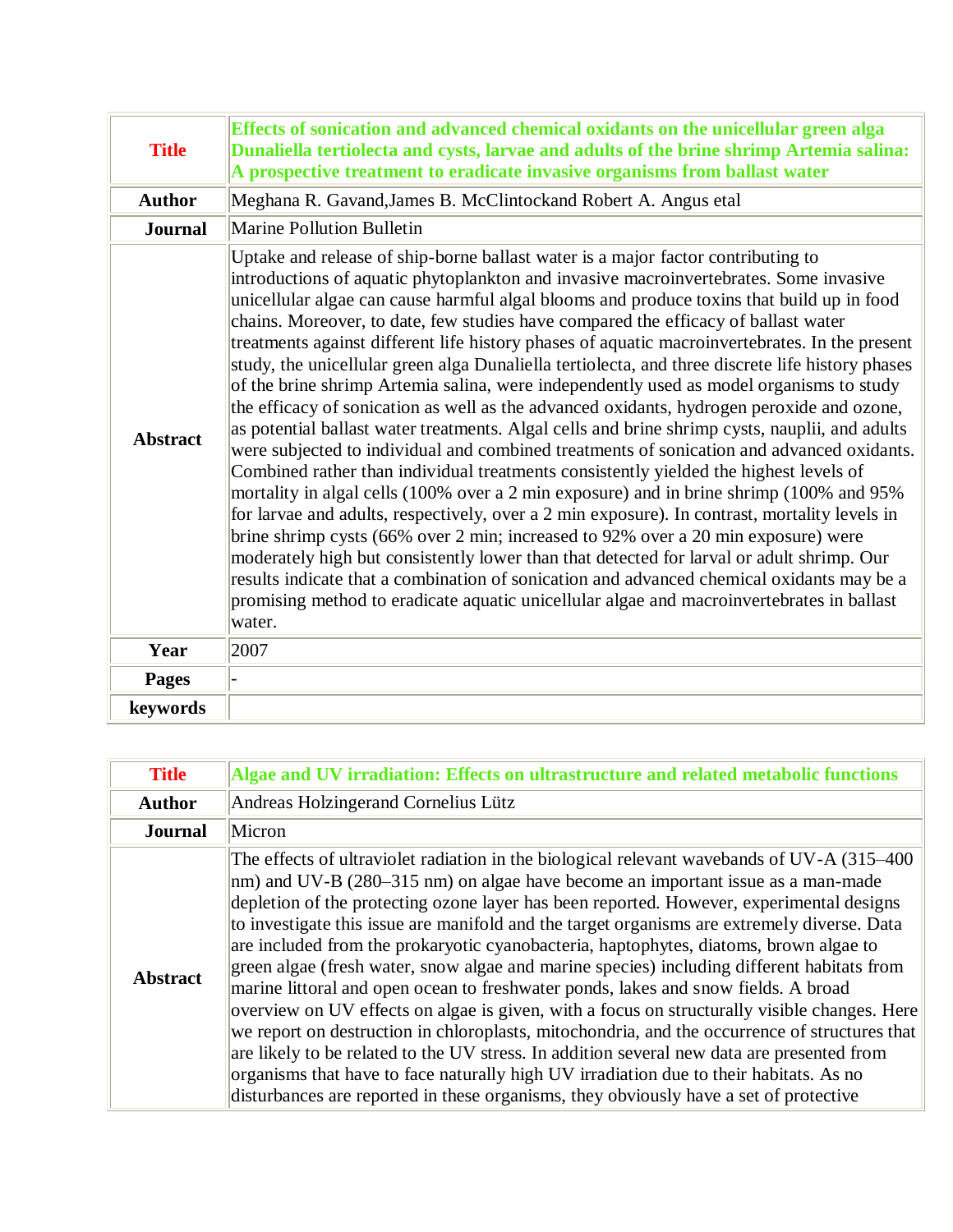| | |
|---|---|
| **Title** | **Effects of sonication and advanced chemical oxidants on the unicellular green alga Dunaliella tertiolecta and cysts, larvae and adults of the brine shrimp Artemia salina: A prospective treatment to eradicate invasive organisms from ballast water** |
| **Author** | Meghana R. Gavand,James B. McClintockand Robert A. Angus etal |
| **Journal** | Marine Pollution Bulletin |
| **Abstract** | Uptake and release of ship-borne ballast water is a major factor contributing to introductions of aquatic phytoplankton and invasive macroinvertebrates. Some invasive unicellular algae can cause harmful algal blooms and produce toxins that build up in food chains. Moreover, to date, few studies have compared the efficacy of ballast water treatments against different life history phases of aquatic macroinvertebrates. In the present study, the unicellular green alga Dunaliella tertiolecta, and three discrete life history phases of the brine shrimp Artemia salina, were independently used as model organisms to study the efficacy of sonication as well as the advanced oxidants, hydrogen peroxide and ozone, as potential ballast water treatments. Algal cells and brine shrimp cysts, nauplii, and adults were subjected to individual and combined treatments of sonication and advanced oxidants. Combined rather than individual treatments consistently yielded the highest levels of mortality in algal cells (100% over a 2 min exposure) and in brine shrimp (100% and 95% for larvae and adults, respectively, over a 2 min exposure). In contrast, mortality levels in brine shrimp cysts (66% over 2 min; increased to 92% over a 20 min exposure) were moderately high but consistently lower than that detected for larval or adult shrimp. Our results indicate that a combination of sonication and advanced chemical oxidants may be a promising method to eradicate aquatic unicellular algae and macroinvertebrates in ballast water. |
| **Year** | 2007 |
| **Pages** | - |
| **keywords** | |

| | |
|---|---|
| **Title** | **Algae and UV irradiation: Effects on ultrastructure and related metabolic functions** |
| **Author** | Andreas Holzingerand Cornelius Lütz |
| **Journal** | Micron |
| **Abstract** | The effects of ultraviolet radiation in the biological relevant wavebands of UV-A (315–400 nm) and UV-B (280–315 nm) on algae have become an important issue as a man-made depletion of the protecting ozone layer has been reported. However, experimental designs to investigate this issue are manifold and the target organisms are extremely diverse. Data are included from the prokaryotic cyanobacteria, haptophytes, diatoms, brown algae to green algae (fresh water, snow algae and marine species) including different habitats from marine littoral and open ocean to freshwater ponds, lakes and snow fields. A broad overview on UV effects on algae is given, with a focus on structurally visible changes. Here we report on destruction in chloroplasts, mitochondria, and the occurrence of structures that are likely to be related to the UV stress. In addition several new data are presented from organisms that have to face naturally high UV irradiation due to their habitats. As no disturbances are reported in these organisms, they obviously have a set of protective |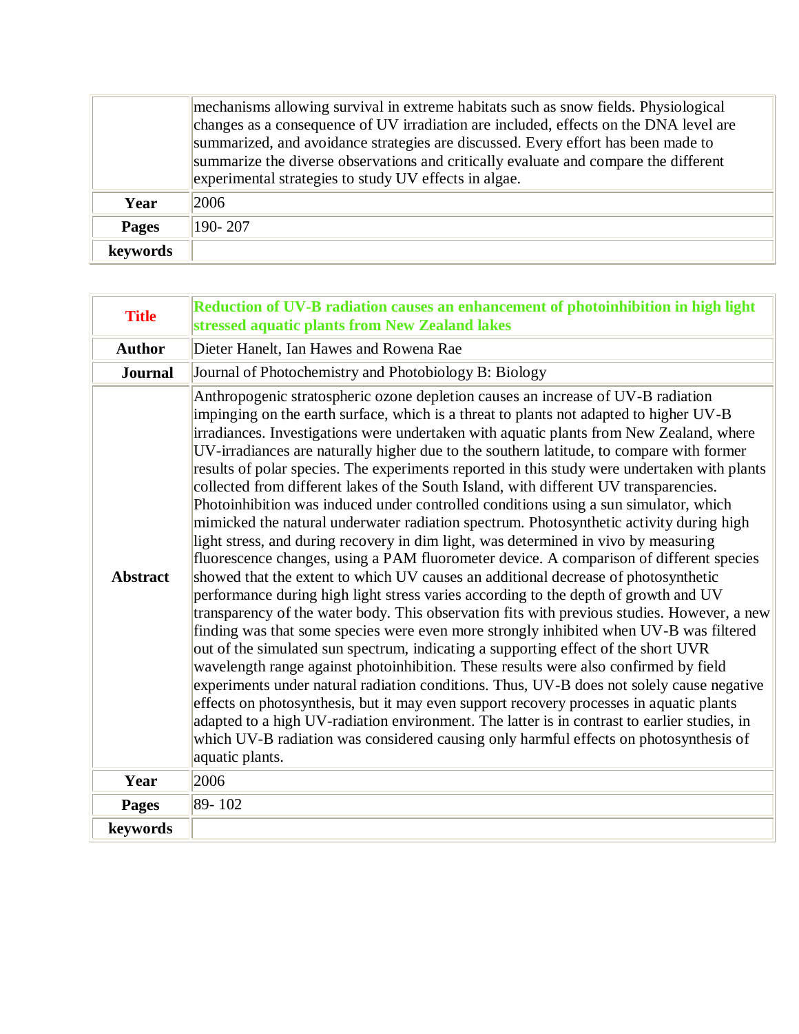| | |
|---|---|
| | mechanisms allowing survival in extreme habitats such as snow fields. Physiological changes as a consequence of UV irradiation are included, effects on the DNA level are summarized, and avoidance strategies are discussed. Every effort has been made to summarize the diverse observations and critically evaluate and compare the different experimental strategies to study UV effects in algae. |
| **Year** | 2006 |
| **Pages** | 190- 207 |
| **keywords** | |

| | |
|---|---|
| **Title** | **Reduction of UV-B radiation causes an enhancement of photoinhibition in high light stressed aquatic plants from New Zealand lakes** |
| **Author** | Dieter Hanelt, Ian Hawes and Rowena Rae |
| **Journal** | Journal of Photochemistry and Photobiology B: Biology |
| **Abstract** | Anthropogenic stratospheric ozone depletion causes an increase of UV-B radiation impinging on the earth surface, which is a threat to plants not adapted to higher UV-B irradiances. Investigations were undertaken with aquatic plants from New Zealand, where UV-irradiances are naturally higher due to the southern latitude, to compare with former results of polar species. The experiments reported in this study were undertaken with plants collected from different lakes of the South Island, with different UV transparencies. Photoinhibition was induced under controlled conditions using a sun simulator, which mimicked the natural underwater radiation spectrum. Photosynthetic activity during high light stress, and during recovery in dim light, was determined in vivo by measuring fluorescence changes, using a PAM fluorometer device. A comparison of different species showed that the extent to which UV causes an additional decrease of photosynthetic performance during high light stress varies according to the depth of growth and UV transparency of the water body. This observation fits with previous studies. However, a new finding was that some species were even more strongly inhibited when UV-B was filtered out of the simulated sun spectrum, indicating a supporting effect of the short UVR wavelength range against photoinhibition. These results were also confirmed by field experiments under natural radiation conditions. Thus, UV-B does not solely cause negative effects on photosynthesis, but it may even support recovery processes in aquatic plants adapted to a high UV-radiation environment. The latter is in contrast to earlier studies, in which UV-B radiation was considered causing only harmful effects on photosynthesis of aquatic plants. |
| **Year** | 2006 |
| **Pages** | 89- 102 |
| **keywords** | |